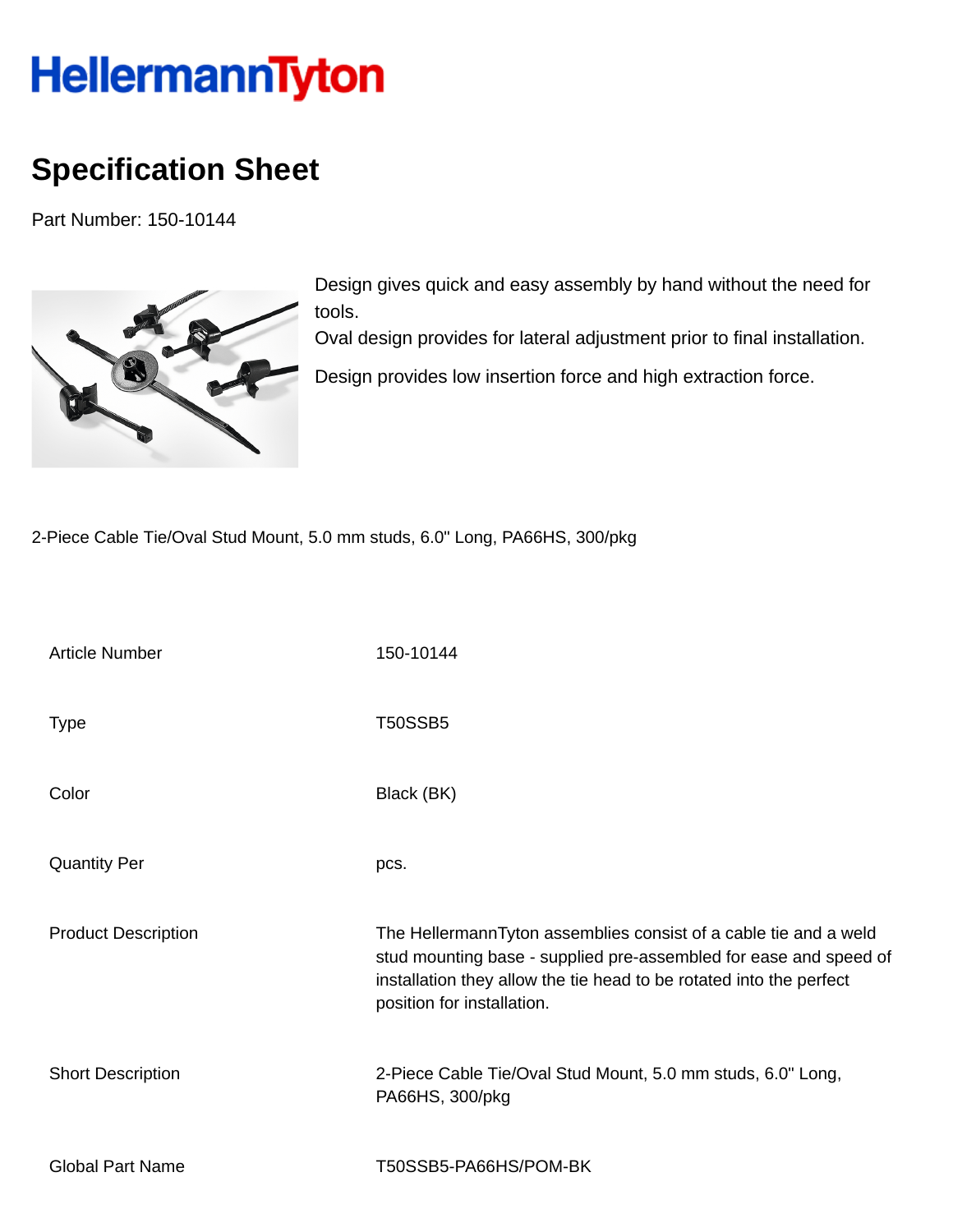# HellermannTyton

## Specification Sheet

Part Number: 150-10144

Design gives quick and easy assembly by hand without the need for tools.
Oval design provides for lateral adjustment prior to final installation.

Design provides low insertion force and high extraction force.

2-Piece Cable Tie/Oval Stud Mount, 5.0 mm studs, 6.0" Long, PA66HS, 300/pkg

| | |
|---|---|
| Article Number | 150-10144 |
| Type | T50SSB5 |
| Color | Black (BK) |
| Quantity Per | pcs. |
| Product Description | The HellermannTyton assemblies consist of a cable tie and a weld stud mounting base - supplied pre-assembled for ease and speed of installation they allow the tie head to be rotated into the perfect position for installation. |
| Short Description | 2-Piece Cable Tie/Oval Stud Mount, 5.0 mm studs, 6.0" Long, PA66HS, 300/pkg |
| Global Part Name | T50SSB5-PA66HS/POM-BK |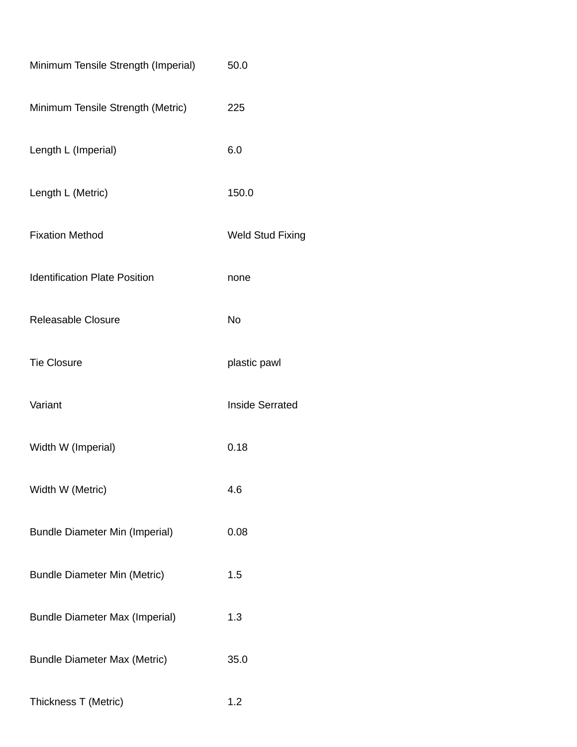| | |
|---|---|
| Minimum Tensile Strength (Imperial) | 50.0 |
| Minimum Tensile Strength (Metric) | 225 |
| Length L (Imperial) | 6.0 |
| Length L (Metric) | 150.0 |
| Fixation Method | Weld Stud Fixing |
| Identification Plate Position | none |
| Releasable Closure | No |
| Tie Closure | plastic pawl |
| Variant | Inside Serrated |
| Width W (Imperial) | 0.18 |
| Width W (Metric) | 4.6 |
| Bundle Diameter Min (Imperial) | 0.08 |
| Bundle Diameter Min (Metric) | 1.5 |
| Bundle Diameter Max (Imperial) | 1.3 |
| Bundle Diameter Max (Metric) | 35.0 |
| Thickness T (Metric) | 1.2 |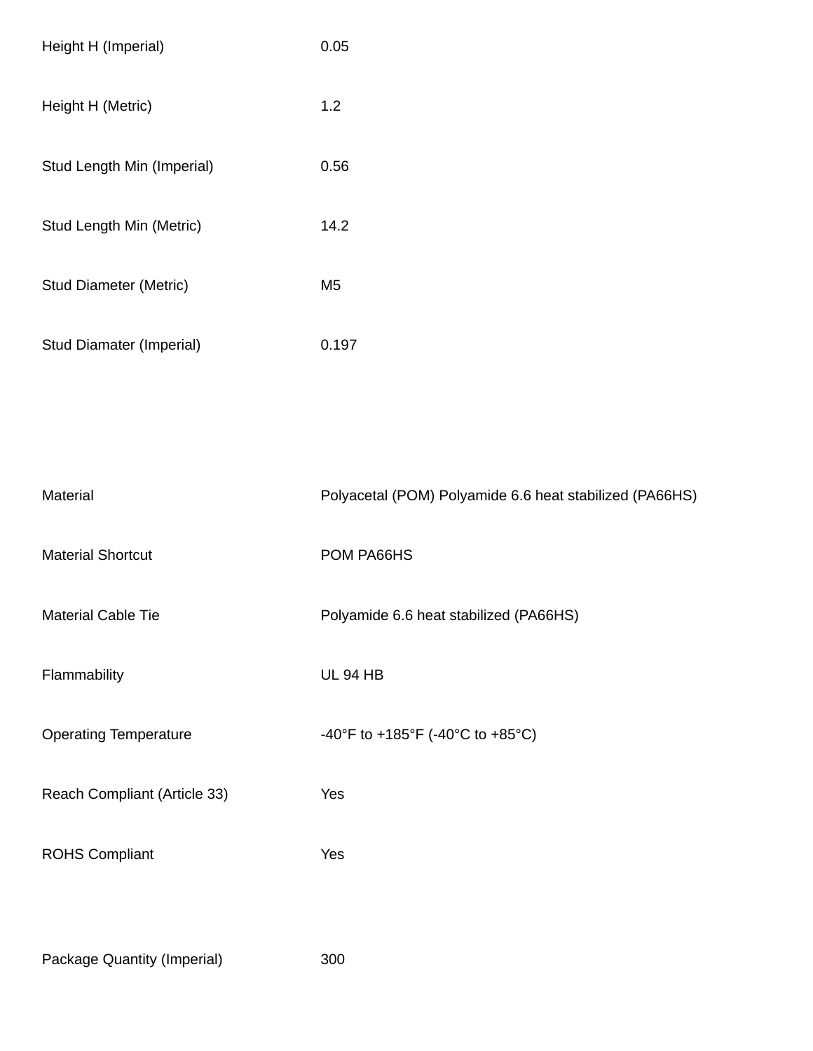| | |
|---|---|
| Height H (Imperial) | 0.05 |
| Height H (Metric) | 1.2 |
| Stud Length Min (Imperial) | 0.56 |
| Stud Length Min (Metric) | 14.2 |
| Stud Diameter (Metric) | M5 |
| Stud Diamater (Imperial) | 0.197 |

| | |
|---|---|
| Material | Polyacetal (POM) Polyamide 6.6 heat stabilized (PA66HS) |
| Material Shortcut | POM PA66HS |
| Material Cable Tie | Polyamide 6.6 heat stabilized (PA66HS) |
| Flammability | UL 94 HB |
| Operating Temperature | -40°F to +185°F (-40°C to +85°C) |
| Reach Compliant (Article 33) | Yes |
| ROHS Compliant | Yes |

| | |
|---|---|
| Package Quantity (Imperial) | 300 |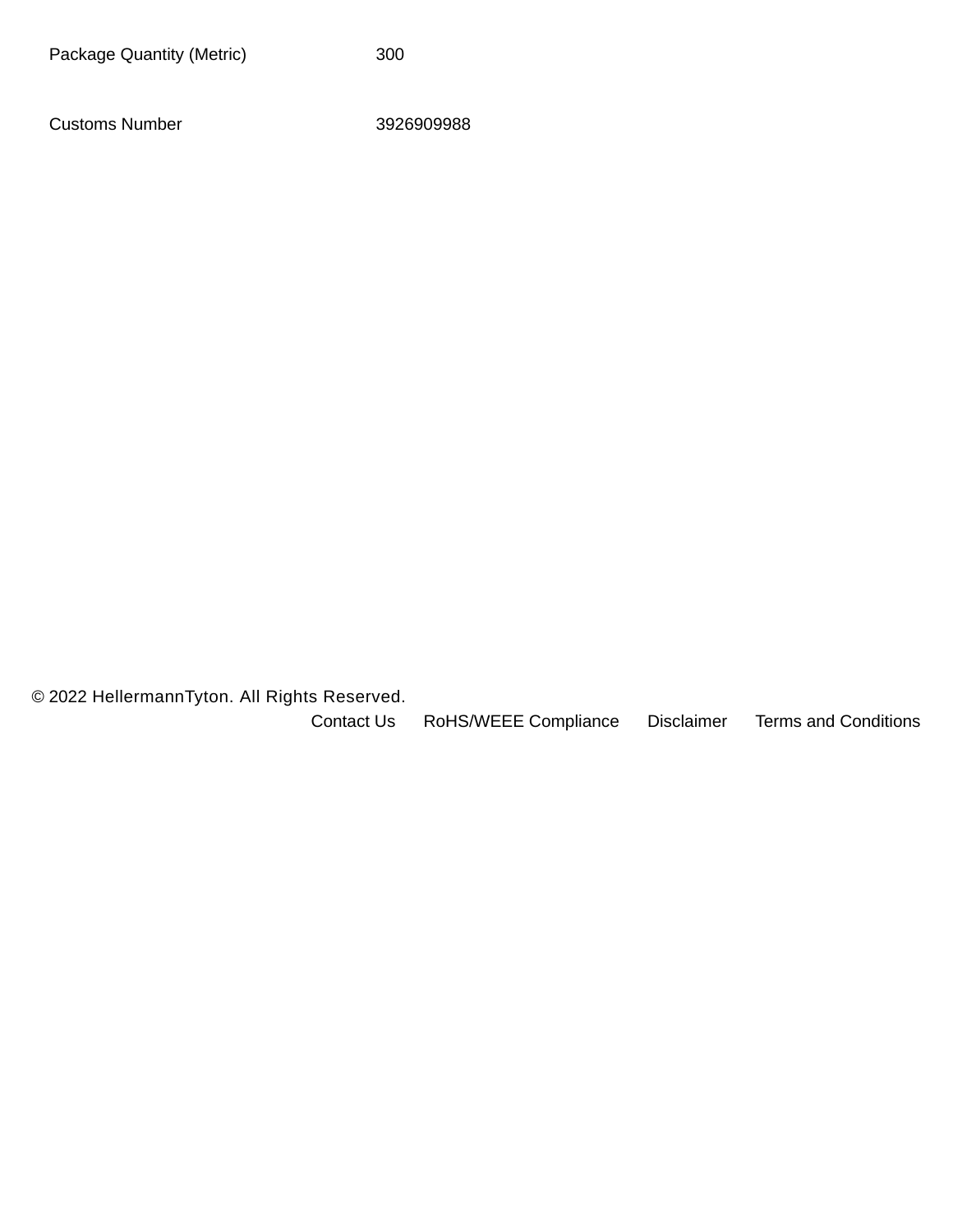| | |
|---|---|
| Package Quantity (Metric) | 300 |
| Customs Number | 3926909988 |

© 2022 HellermannTyton. All Rights Reserved.

Contact Us RoHS/WEEE Compliance Disclaimer Terms and Conditions